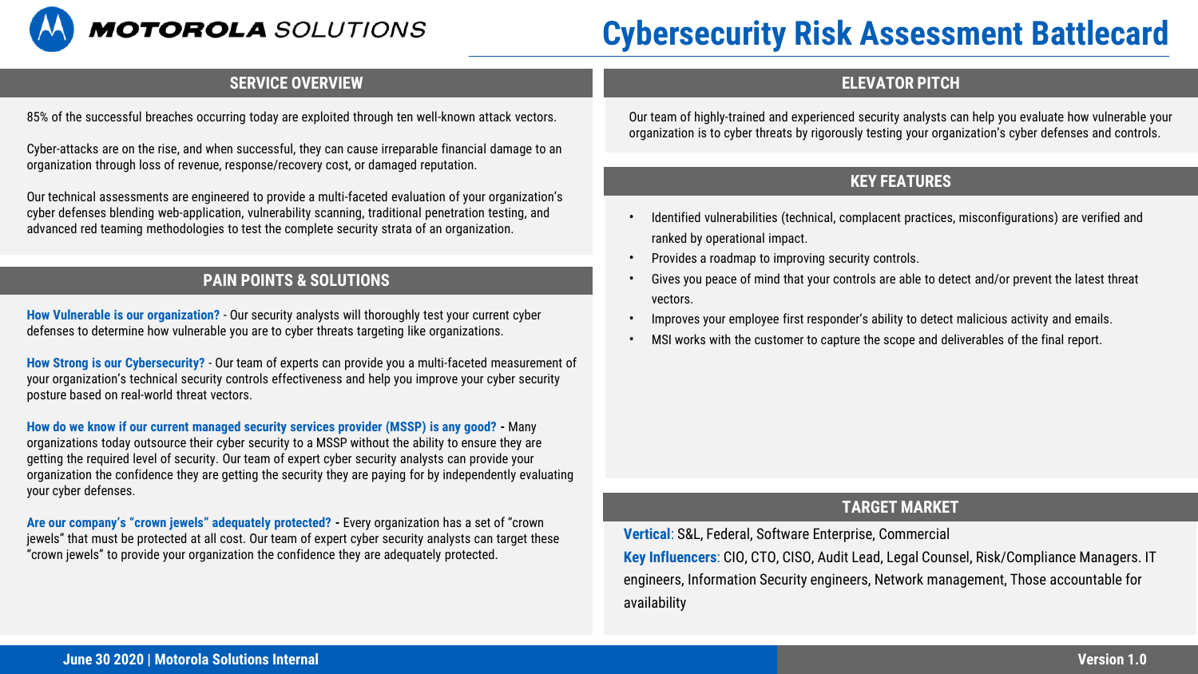MOTOROLA SOLUTIONS

# Cybersecurity Risk Assessment Battlecard

## SERVICE OVERVIEW

85% of the successful breaches occurring today are exploited through ten well-known attack vectors.

Cyber-attacks are on the rise, and when successful, they can cause irreparable financial damage to an organization through loss of revenue, response/recovery cost, or damaged reputation.

Our technical assessments are engineered to provide a multi-faceted evaluation of your organization's cyber defenses blending web-application, vulnerability scanning, traditional penetration testing, and advanced red teaming methodologies to test the complete security strata of an organization.

## PAIN POINTS & SOLUTIONS

**How Vulnerable is our organization?** - Our security analysts will thoroughly test your current cyber defenses to determine how vulnerable you are to cyber threats targeting like organizations.

**How Strong is our Cybersecurity?** - Our team of experts can provide you a multi-faceted measurement of your organization's technical security controls effectiveness and help you improve your cyber security posture based on real-world threat vectors.

**How do we know if our current managed security services provider (MSSP) is any good? -** Many organizations today outsource their cyber security to a MSSP without the ability to ensure they are getting the required level of security. Our team of expert cyber security analysts can provide your organization the confidence they are getting the security they are paying for by independently evaluating your cyber defenses.

**Are our company's "crown jewels" adequately protected? -** Every organization has a set of "crown jewels" that must be protected at all cost. Our team of expert cyber security analysts can target these "crown jewels" to provide your organization the confidence they are adequately protected.

## ELEVATOR PITCH

Our team of highly-trained and experienced security analysts can help you evaluate how vulnerable your organization is to cyber threats by rigorously testing your organization's cyber defenses and controls.

## KEY FEATURES

- Identified vulnerabilities (technical, complacent practices, misconfigurations) are verified and ranked by operational impact.
- Provides a roadmap to improving security controls.
- Gives you peace of mind that your controls are able to detect and/or prevent the latest threat vectors.
- Improves your employee first responder's ability to detect malicious activity and emails.
- MSI works with the customer to capture the scope and deliverables of the final report.

## TARGET MARKET

**Vertical**: S&L, Federal, Software Enterprise, Commercial

**Key Influencers**: CIO, CTO, CISO, Audit Lead, Legal Counsel, Risk/Compliance Managers. IT engineers, Information Security engineers, Network management, Those accountable for availability

June 30 2020 | Motorola Solutions Internal

Version 1.0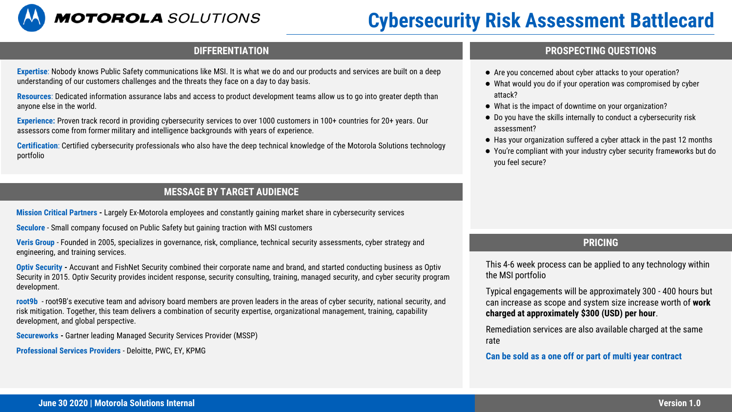# Cybersecurity Risk Assessment Battlecard

## DIFFERENTIATION

**Expertise**: Nobody knows Public Safety communications like MSI. It is what we do and our products and services are built on a deep understanding of our customers challenges and the threats they face on a day to day basis.

**Resources**: Dedicated information assurance labs and access to product development teams allow us to go into greater depth than anyone else in the world.

**Experience:** Proven track record in providing cybersecurity services to over 1000 customers in 100+ countries for 20+ years. Our assessors come from former military and intelligence backgrounds with years of experience.

**Certification**: Certified cybersecurity professionals who also have the deep technical knowledge of the Motorola Solutions technology portfolio

## MESSAGE BY TARGET AUDIENCE

**Mission Critical Partners** - Largely Ex-Motorola employees and constantly gaining market share in cybersecurity services

**Seculore** - Small company focused on Public Safety but gaining traction with MSI customers

**Veris Group** - Founded in 2005, specializes in governance, risk, compliance, technical security assessments, cyber strategy and engineering, and training services.

**Optiv Security** - Accuvant and FishNet Security combined their corporate name and brand, and started conducting business as Optiv Security in 2015. Optiv Security provides incident response, security consulting, training, managed security, and cyber security program development.

**root9b** - root9B's executive team and advisory board members are proven leaders in the areas of cyber security, national security, and risk mitigation. Together, this team delivers a combination of security expertise, organizational management, training, capability development, and global perspective.

**Secureworks** - Gartner leading Managed Security Services Provider (MSSP)

**Professional Services Providers** - Deloitte, PWC, EY, KPMG

## PROSPECTING QUESTIONS

- Are you concerned about cyber attacks to your operation?
- What would you do if your operation was compromised by cyber attack?
- What is the impact of downtime on your organization?
- Do you have the skills internally to conduct a cybersecurity risk assessment?
- Has your organization suffered a cyber attack in the past 12 months
- You're compliant with your industry cyber security frameworks but do you feel secure?

## PRICING

This 4-6 week process can be applied to any technology within the MSI portfolio

Typical engagements will be approximately 300 - 400 hours but can increase as scope and system size increase worth of **work charged at approximately $300 (USD) per hour**.

Remediation services are also available charged at the same rate

**Can be sold as a one off or part of multi year contract**

June 30 2020 | Motorola Solutions Internal

Version 1.0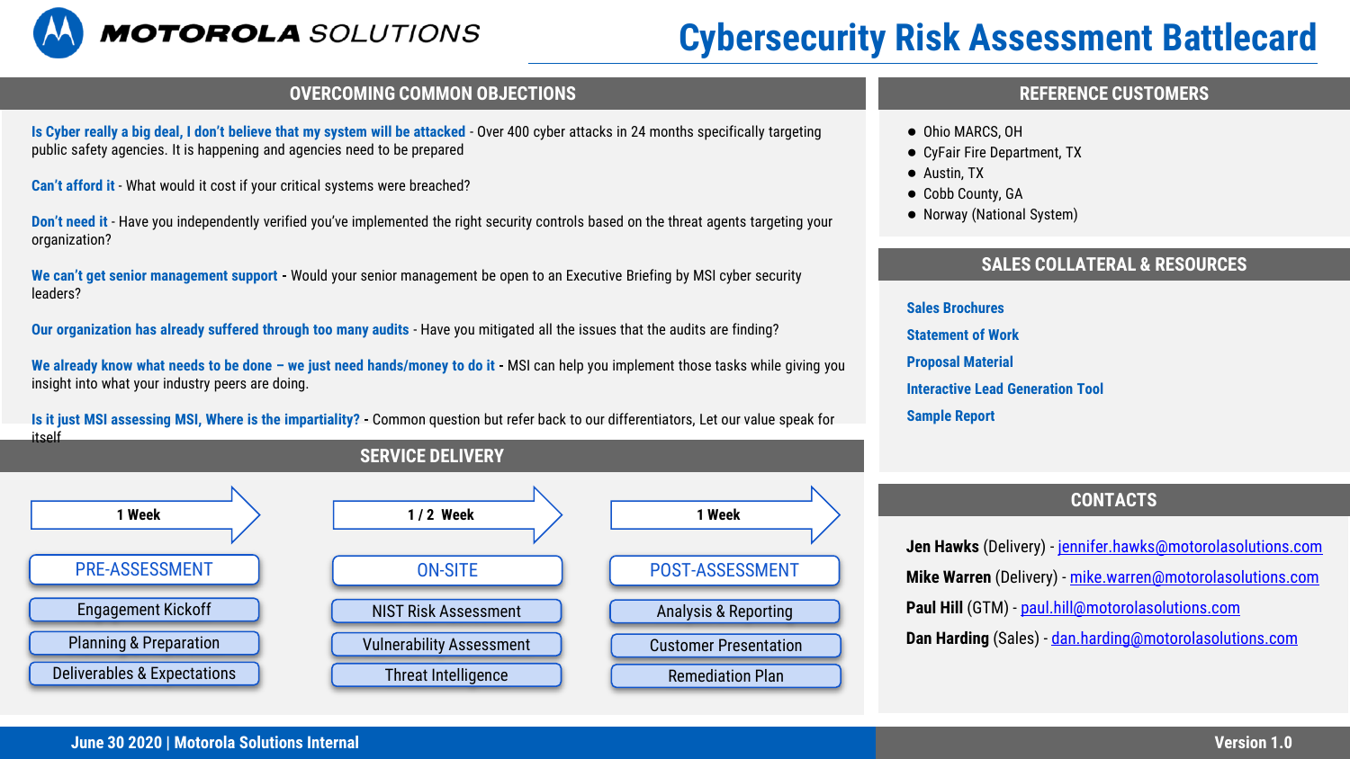# Cybersecurity Risk Assessment Battlecard

## OVERCOMING COMMON OBJECTIONS

**Is Cyber really a big deal, I don't believe that my system will be attacked** - Over 400 cyber attacks in 24 months specifically targeting public safety agencies. It is happening and agencies need to be prepared

**Can't afford it** - What would it cost if your critical systems were breached?

**Don't need it** - Have you independently verified you've implemented the right security controls based on the threat agents targeting your organization?

**We can't get senior management support** - Would your senior management be open to an Executive Briefing by MSI cyber security leaders?

**Our organization has already suffered through too many audits** - Have you mitigated all the issues that the audits are finding?

**We already know what needs to be done – we just need hands/money to do it** - MSI can help you implement those tasks while giving you insight into what your industry peers are doing.

**Is it just MSI assessing MSI, Where is the impartiality?** - Common question but refer back to our differentiators, Let our value speak for itself

## SERVICE DELIVERY

**1 Week**

PRE-ASSESSMENT
- Engagement Kickoff
- Planning & Preparation
- Deliverables & Expectations

**1 / 2 Week**

ON-SITE
- NIST Risk Assessment
- Vulnerability Assessment
- Threat Intelligence

**1 Week**

POST-ASSESSMENT
- Analysis & Reporting
- Customer Presentation
- Remediation Plan

## REFERENCE CUSTOMERS

- Ohio MARCS, OH
- CyFair Fire Department, TX
- Austin, TX
- Cobb County, GA
- Norway (National System)

## SALES COLLATERAL & RESOURCES

**Sales Brochures**

**Statement of Work**

**Proposal Material**

**Interactive Lead Generation Tool**

**Sample Report**

## CONTACTS

**Jen Hawks** (Delivery) - jennifer.hawks@motorolasolutions.com

**Mike Warren** (Delivery) - mike.warren@motorolasolutions.com

**Paul Hill** (GTM) - paul.hill@motorolasolutions.com

**Dan Harding** (Sales) - dan.harding@motorolasolutions.com

**June 30 2020 | Motorola Solutions Internal**

**Version 1.0**